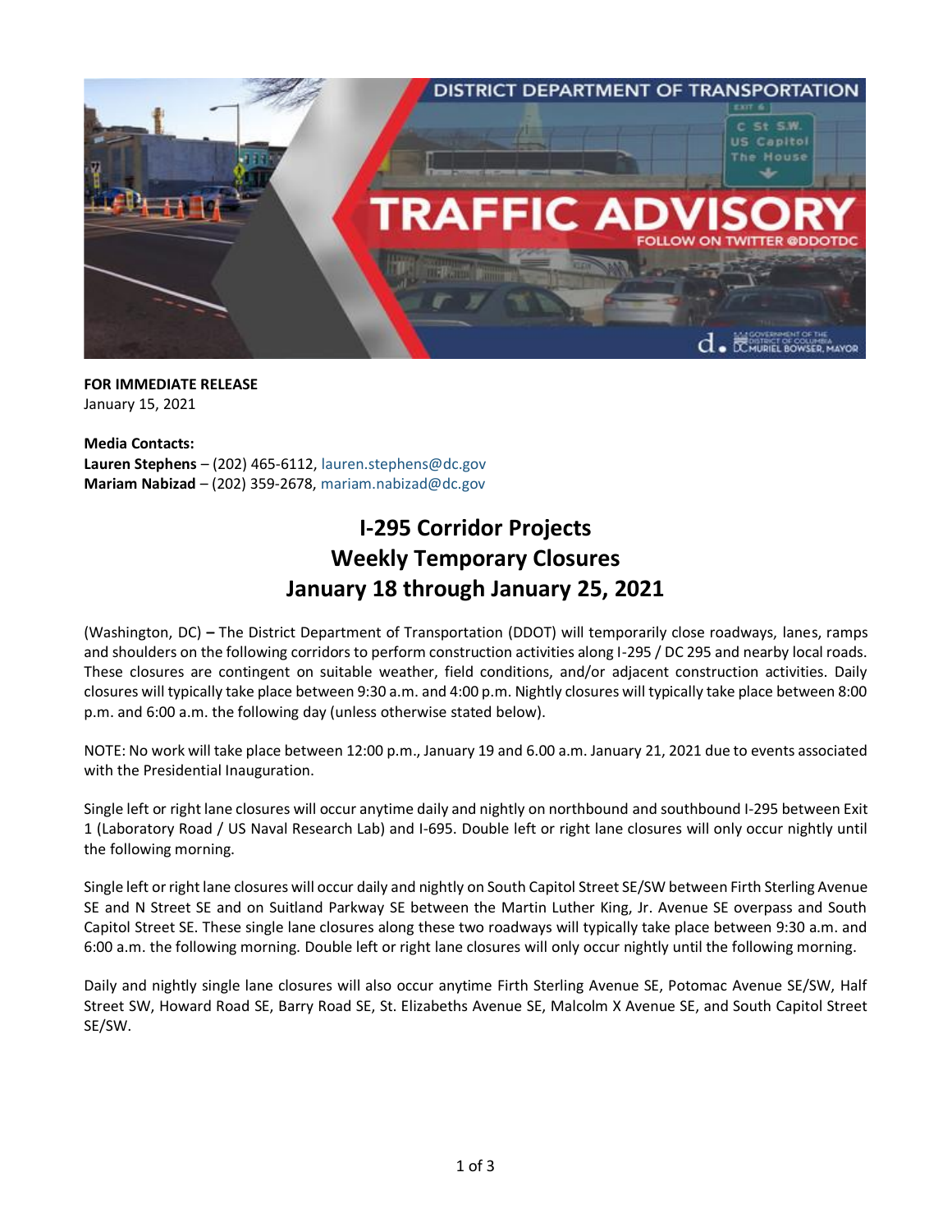**FOR IMMEDIATE RELEASE**
January 15, 2021

**Media Contacts:**
**Lauren Stephens** – (202) 465-6112, lauren.stephens@dc.gov
**Mariam Nabizad** – (202) 359-2678, mariam.nabizad@dc.gov

# I-295 Corridor Projects
# Weekly Temporary Closures
# January 18 through January 25, 2021

(Washington, DC) **–** The District Department of Transportation (DDOT) will temporarily close roadways, lanes, ramps and shoulders on the following corridors to perform construction activities along I-295 / DC 295 and nearby local roads. These closures are contingent on suitable weather, field conditions, and/or adjacent construction activities. Daily closures will typically take place between 9:30 a.m. and 4:00 p.m. Nightly closures will typically take place between 8:00 p.m. and 6:00 a.m. the following day (unless otherwise stated below).

NOTE: No work will take place between 12:00 p.m., January 19 and 6.00 a.m. January 21, 2021 due to events associated with the Presidential Inauguration.

Single left or right lane closures will occur anytime daily and nightly on northbound and southbound I-295 between Exit 1 (Laboratory Road / US Naval Research Lab) and I-695. Double left or right lane closures will only occur nightly until the following morning.

Single left or right lane closures will occur daily and nightly on South Capitol Street SE/SW between Firth Sterling Avenue SE and N Street SE and on Suitland Parkway SE between the Martin Luther King, Jr. Avenue SE overpass and South Capitol Street SE. These single lane closures along these two roadways will typically take place between 9:30 a.m. and 6:00 a.m. the following morning. Double left or right lane closures will only occur nightly until the following morning.

Daily and nightly single lane closures will also occur anytime Firth Sterling Avenue SE, Potomac Avenue SE/SW, Half Street SW, Howard Road SE, Barry Road SE, St. Elizabeths Avenue SE, Malcolm X Avenue SE, and South Capitol Street SE/SW.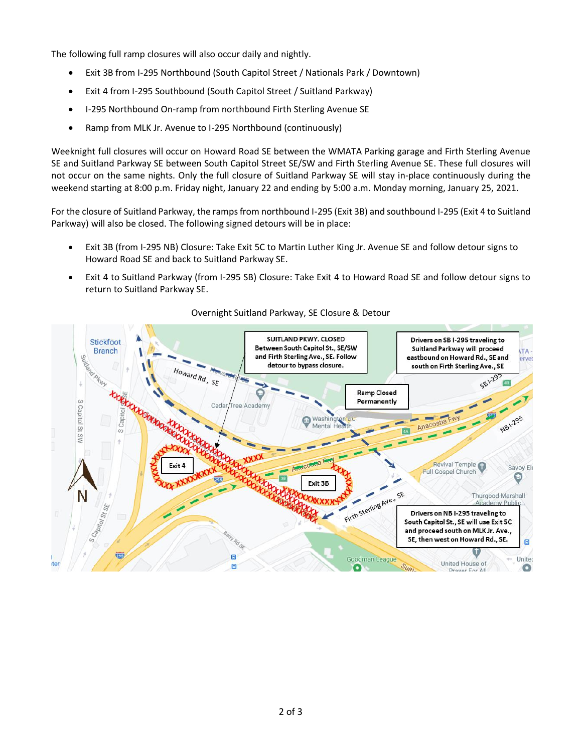The following full ramp closures will also occur daily and nightly.

- Exit 3B from I-295 Northbound (South Capitol Street / Nationals Park / Downtown)
- Exit 4 from I-295 Southbound (South Capitol Street / Suitland Parkway)
- I-295 Northbound On-ramp from northbound Firth Sterling Avenue SE
- Ramp from MLK Jr. Avenue to I-295 Northbound (continuously)

Weeknight full closures will occur on Howard Road SE between the WMATA Parking garage and Firth Sterling Avenue SE and Suitland Parkway SE between South Capitol Street SE/SW and Firth Sterling Avenue SE. These full closures will not occur on the same nights. Only the full closure of Suitland Parkway SE will stay in-place continuously during the weekend starting at 8:00 p.m. Friday night, January 22 and ending by 5:00 a.m. Monday morning, January 25, 2021.

For the closure of Suitland Parkway, the ramps from northbound I-295 (Exit 3B) and southbound I-295 (Exit 4 to Suitland Parkway) will also be closed. The following signed detours will be in place:

- Exit 3B (from I-295 NB) Closure: Take Exit 5C to Martin Luther King Jr. Avenue SE and follow detour signs to Howard Road SE and back to Suitland Parkway SE.
- Exit 4 to Suitland Parkway (from I-295 SB) Closure: Take Exit 4 to Howard Road SE and follow detour signs to return to Suitland Parkway SE.

Overnight Suitland Parkway, SE Closure & Detour

SUITLAND PKWY. CLOSED Between South Capitol St., SE/SW and Firth Sterling Ave., SE. Follow detour to bypass closure.

Drivers on SB I-295 traveling to Suitland Parkway will proceed eastbound on Howard Rd., SE and south on Firth Sterling Ave., SE

Ramp Closed Permanently

Exit 4

Exit 3B

Drivers on NB I-295 traveling to South Capitol St., SE will use Exit 5C and proceed south on MLK Jr. Ave., SE, then west on Howard Rd., SE.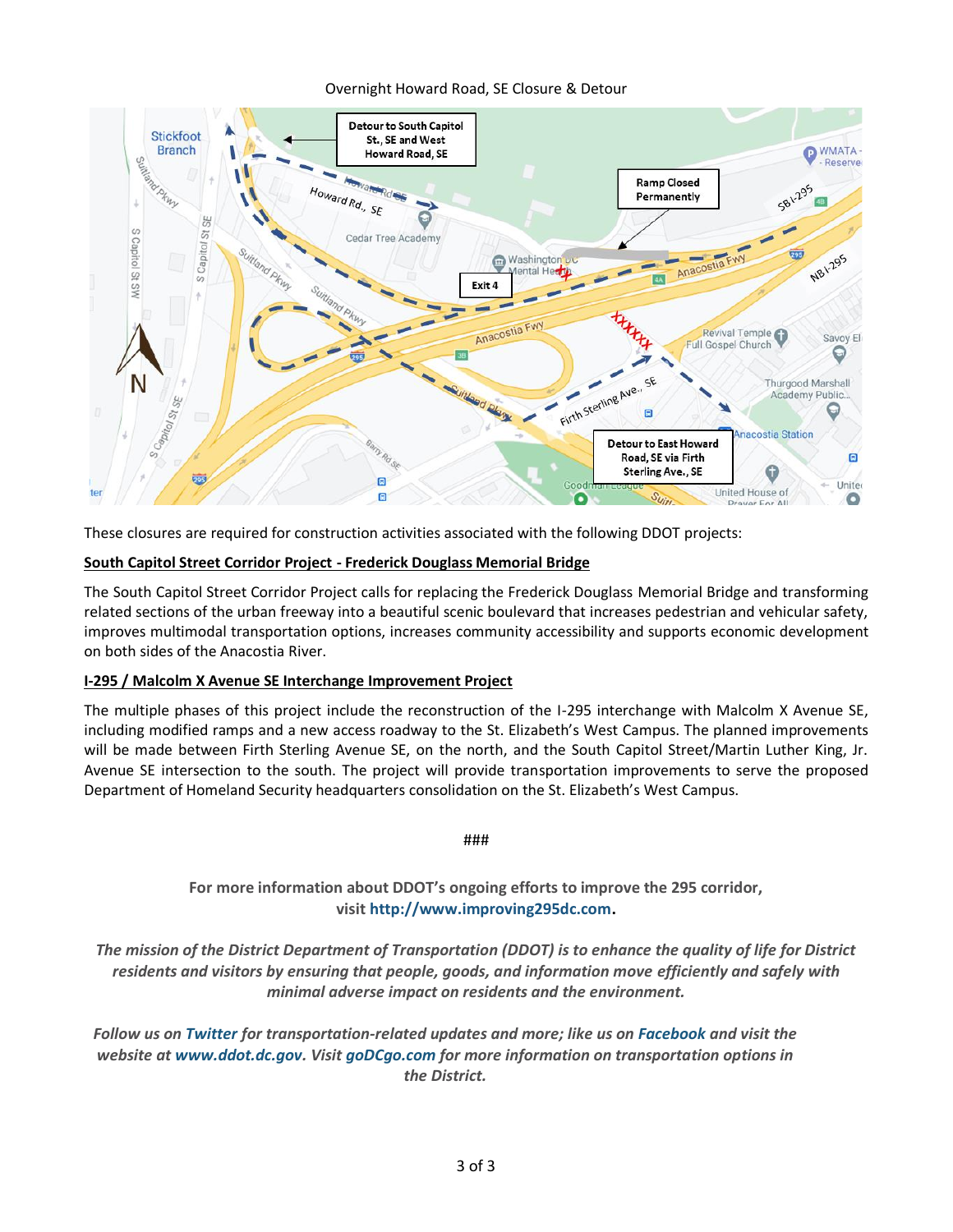Overnight Howard Road, SE Closure & Detour

Detour to South Capitol St., SE and West Howard Road, SE

Ramp Closed Permanently

Exit 4

Detour to East Howard Road, SE via Firth Sterling Ave., SE

These closures are required for construction activities associated with the following DDOT projects:

**South Capitol Street Corridor Project - Frederick Douglass Memorial Bridge**

The South Capitol Street Corridor Project calls for replacing the Frederick Douglass Memorial Bridge and transforming related sections of the urban freeway into a beautiful scenic boulevard that increases pedestrian and vehicular safety, improves multimodal transportation options, increases community accessibility and supports economic development on both sides of the Anacostia River.

**I-295 / Malcolm X Avenue SE Interchange Improvement Project**

The multiple phases of this project include the reconstruction of the I-295 interchange with Malcolm X Avenue SE, including modified ramps and a new access roadway to the St. Elizabeth's West Campus. The planned improvements will be made between Firth Sterling Avenue SE, on the north, and the South Capitol Street/Martin Luther King, Jr. Avenue SE intersection to the south. The project will provide transportation improvements to serve the proposed Department of Homeland Security headquarters consolidation on the St. Elizabeth's West Campus.

###

**For more information about DDOT's ongoing efforts to improve the 295 corridor, visit http://www.improving295dc.com.**

***The mission of the District Department of Transportation (DDOT) is to enhance the quality of life for District residents and visitors by ensuring that people, goods, and information move efficiently and safely with minimal adverse impact on residents and the environment.***

***Follow us on Twitter for transportation-related updates and more; like us on Facebook and visit the website at www.ddot.dc.gov. Visit goDCgo.com for more information on transportation options in the District.***